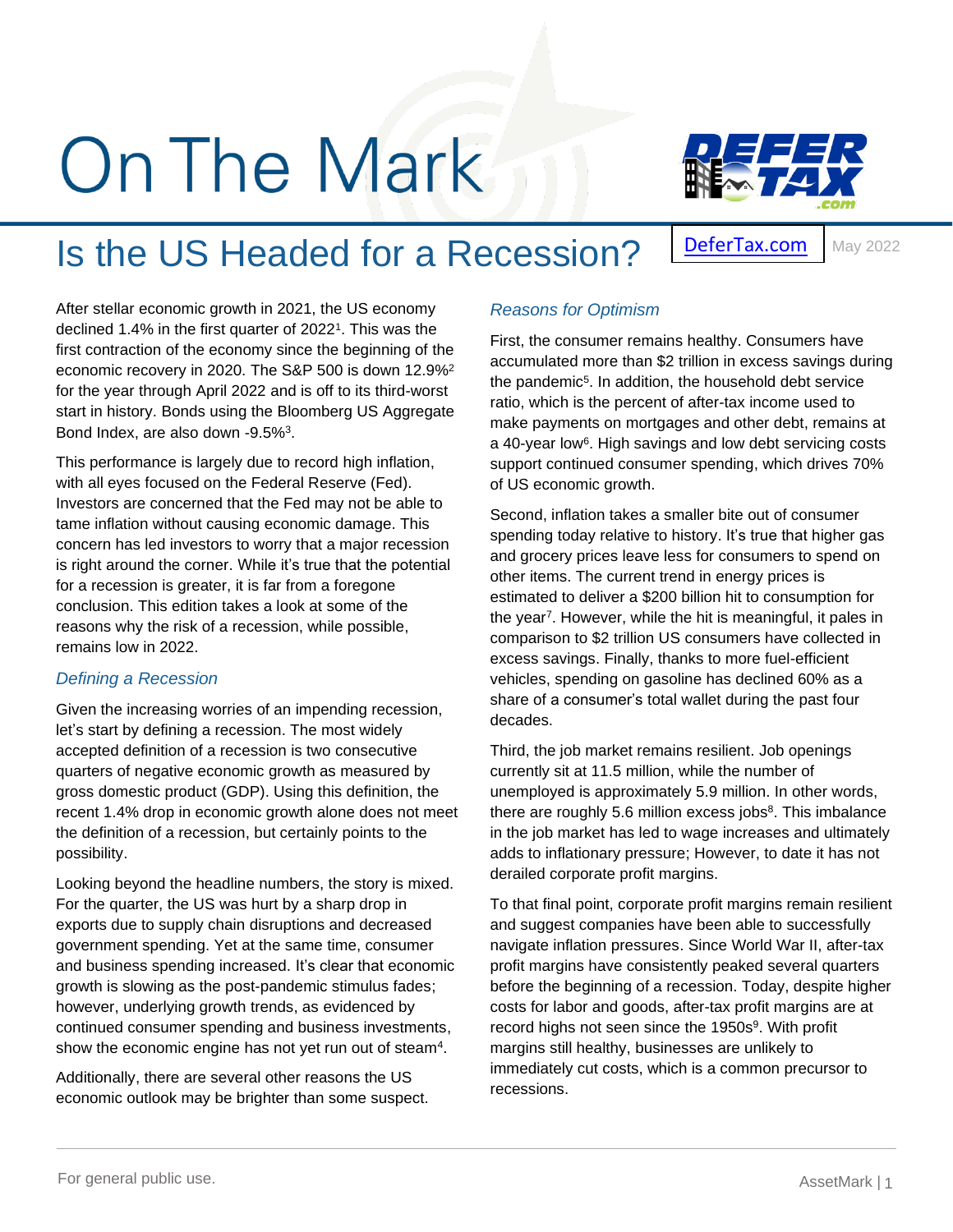# On The Mark

## Is the US Headed for a Recession?

DeferTax.com

May 2022

After stellar economic growth in 2021, the US economy declined 1.4% in the first quarter of 2022[1]. This was the first contraction of the economy since the beginning of the economic recovery in 2020. The S&P 500 is down 12.9%[2] for the year through April 2022 and is off to its third-worst start in history. Bonds using the Bloomberg US Aggregate Bond Index, are also down -9.5%[3].

This performance is largely due to record high inflation, with all eyes focused on the Federal Reserve (Fed). Investors are concerned that the Fed may not be able to tame inflation without causing economic damage. This concern has led investors to worry that a major recession is right around the corner. While it's true that the potential for a recession is greater, it is far from a foregone conclusion. This edition takes a look at some of the reasons why the risk of a recession, while possible, remains low in 2022.

### *Defining a Recession*

Given the increasing worries of an impending recession, let's start by defining a recession. The most widely accepted definition of a recession is two consecutive quarters of negative economic growth as measured by gross domestic product (GDP). Using this definition, the recent 1.4% drop in economic growth alone does not meet the definition of a recession, but certainly points to the possibility.

Looking beyond the headline numbers, the story is mixed. For the quarter, the US was hurt by a sharp drop in exports due to supply chain disruptions and decreased government spending. Yet at the same time, consumer and business spending increased. It's clear that economic growth is slowing as the post-pandemic stimulus fades; however, underlying growth trends, as evidenced by continued consumer spending and business investments, show the economic engine has not yet run out of steam[4].

Additionally, there are several other reasons the US economic outlook may be brighter than some suspect.

### *Reasons for Optimism*

First, the consumer remains healthy. Consumers have accumulated more than $2 trillion in excess savings during the pandemic[5]. In addition, the household debt service ratio, which is the percent of after-tax income used to make payments on mortgages and other debt, remains at a 40-year low[6]. High savings and low debt servicing costs support continued consumer spending, which drives 70% of US economic growth.

Second, inflation takes a smaller bite out of consumer spending today relative to history. It's true that higher gas and grocery prices leave less for consumers to spend on other items. The current trend in energy prices is estimated to deliver a $200 billion hit to consumption for the year[7]. However, while the hit is meaningful, it pales in comparison to $2 trillion US consumers have collected in excess savings. Finally, thanks to more fuel-efficient vehicles, spending on gasoline has declined 60% as a share of a consumer's total wallet during the past four decades.

Third, the job market remains resilient. Job openings currently sit at 11.5 million, while the number of unemployed is approximately 5.9 million. In other words, there are roughly 5.6 million excess jobs[8]. This imbalance in the job market has led to wage increases and ultimately adds to inflationary pressure; However, to date it has not derailed corporate profit margins.

To that final point, corporate profit margins remain resilient and suggest companies have been able to successfully navigate inflation pressures. Since World War II, after-tax profit margins have consistently peaked several quarters before the beginning of a recession. Today, despite higher costs for labor and goods, after-tax profit margins are at record highs not seen since the 1950s[9]. With profit margins still healthy, businesses are unlikely to immediately cut costs, which is a common precursor to recessions.

For general public use.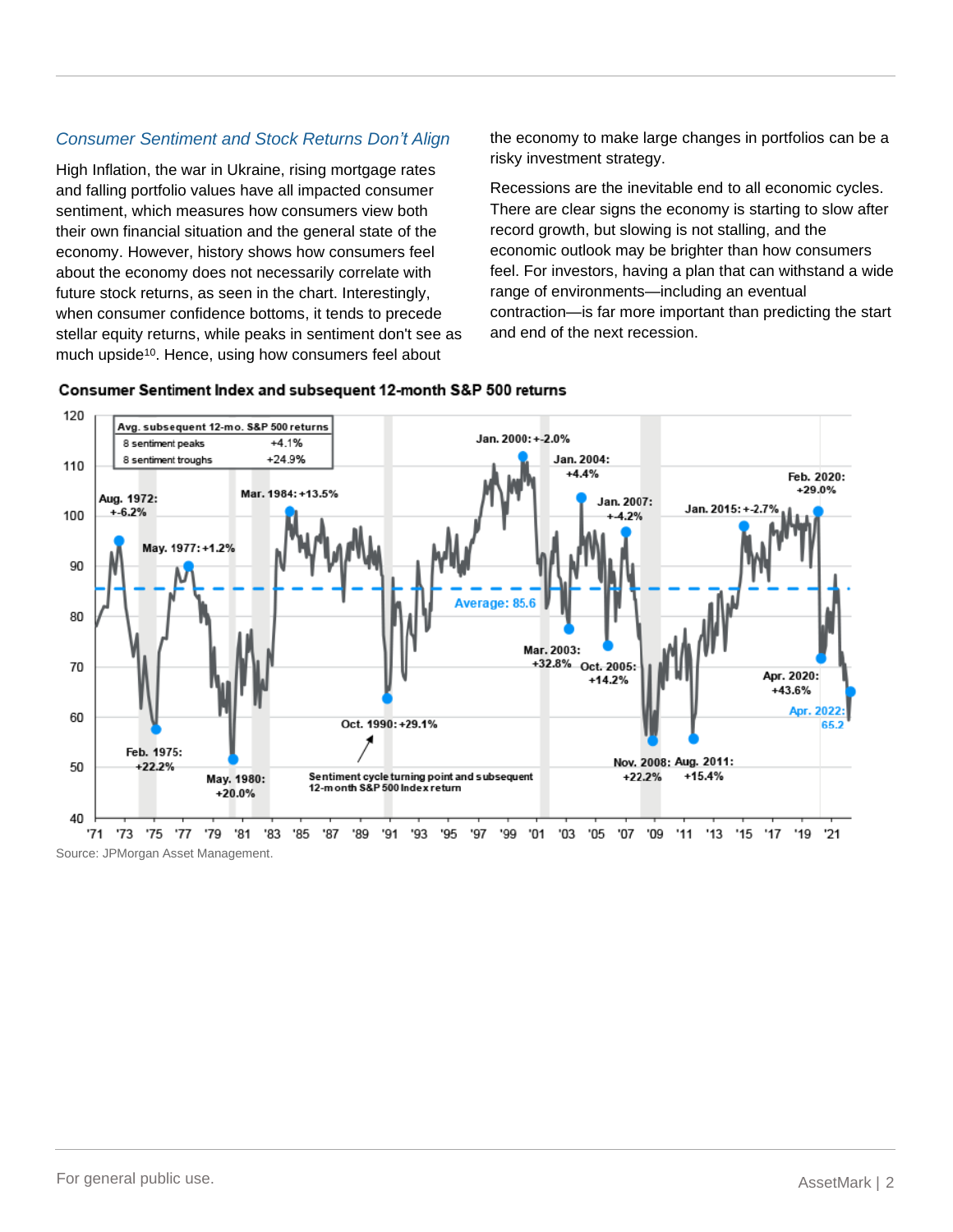### *Consumer Sentiment and Stock Returns Don't Align*

High Inflation, the war in Ukraine, rising mortgage rates and falling portfolio values have all impacted consumer sentiment, which measures how consumers view both their own financial situation and the general state of the economy. However, history shows how consumers feel about the economy does not necessarily correlate with future stock returns, as seen in the chart. Interestingly, when consumer confidence bottoms, it tends to precede stellar equity returns, while peaks in sentiment don't see as much upside[10]. Hence, using how consumers feel about the economy to make large changes in portfolios can be a risky investment strategy.

Recessions are the inevitable end to all economic cycles. There are clear signs the economy is starting to slow after record growth, but slowing is not stalling, and the economic outlook may be brighter than how consumers feel. For investors, having a plan that can withstand a wide range of environments—including an eventual contraction—is far more important than predicting the start and end of the next recession.

**Consumer Sentiment Index and subsequent 12-month S&P 500 returns**

| Avg. subsequent 12-mo. S&P 500 returns | |
|---|---|
| 8 sentiment peaks | +4.1% |
| 8 sentiment troughs | +24.9% |

Aug. 1972: +-6.2%
May. 1977: +1.2%
Mar. 1984: +13.5%
Jan. 2000: +-2.0%
Jan. 2004: +4.4%
Jan. 2007: +-4.2%
Jan. 2015: +-2.7%
Feb. 2020: +29.0%
Feb. 1975: +22.2%
May. 1980: +20.0%
Oct. 1990: +29.1%
Mar. 2003: +32.8%
Oct. 2005: +14.2%
Nov. 2008: +22.2%
Aug. 2011: +15.4%
Apr. 2020: +43.6%
Apr. 2022: 65.2
Average: 85.6
Sentiment cycle turning point and subsequent 12-month S&P 500 Index return

Source: JPMorgan Asset Management.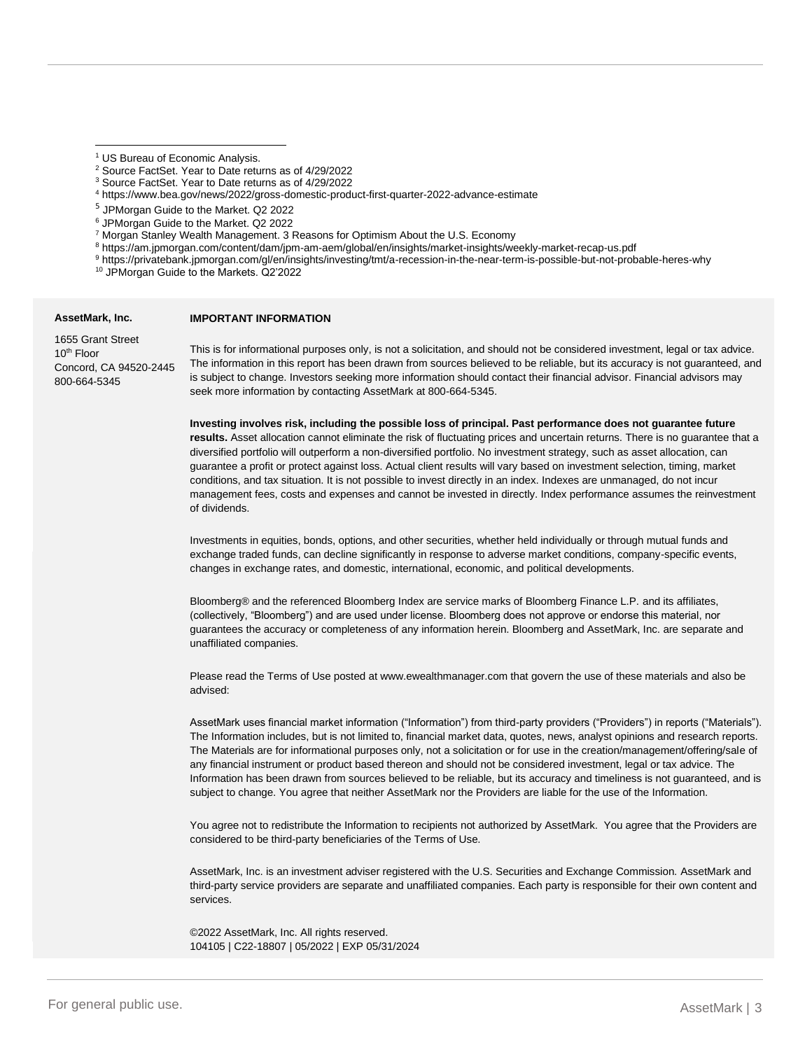[1] US Bureau of Economic Analysis.
[2] Source FactSet. Year to Date returns as of 4/29/2022
[3] Source FactSet. Year to Date returns as of 4/29/2022
[4] https://www.bea.gov/news/2022/gross-domestic-product-first-quarter-2022-advance-estimate
[5] JPMorgan Guide to the Market. Q2 2022
[6] JPMorgan Guide to the Market. Q2 2022
[7] Morgan Stanley Wealth Management. 3 Reasons for Optimism About the U.S. Economy
[8] https://am.jpmorgan.com/content/dam/jpm-am-aem/global/en/insights/market-insights/weekly-market-recap-us.pdf
[9] https://privatebank.jpmorgan.com/gl/en/insights/investing/tmt/a-recession-in-the-near-term-is-possible-but-not-probable-heres-why
[10] JPMorgan Guide to the Markets. Q2'2022

**AssetMark, Inc.**

1655 Grant Street
10th Floor
Concord, CA 94520-2445
800-664-5345

**IMPORTANT INFORMATION**

This is for informational purposes only, is not a solicitation, and should not be considered investment, legal or tax advice. The information in this report has been drawn from sources believed to be reliable, but its accuracy is not guaranteed, and is subject to change. Investors seeking more information should contact their financial advisor. Financial advisors may seek more information by contacting AssetMark at 800-664-5345.

**Investing involves risk, including the possible loss of principal. Past performance does not guarantee future results.** Asset allocation cannot eliminate the risk of fluctuating prices and uncertain returns. There is no guarantee that a diversified portfolio will outperform a non-diversified portfolio. No investment strategy, such as asset allocation, can guarantee a profit or protect against loss. Actual client results will vary based on investment selection, timing, market conditions, and tax situation. It is not possible to invest directly in an index. Indexes are unmanaged, do not incur management fees, costs and expenses and cannot be invested in directly. Index performance assumes the reinvestment of dividends.

Investments in equities, bonds, options, and other securities, whether held individually or through mutual funds and exchange traded funds, can decline significantly in response to adverse market conditions, company-specific events, changes in exchange rates, and domestic, international, economic, and political developments.

Bloomberg® and the referenced Bloomberg Index are service marks of Bloomberg Finance L.P. and its affiliates, (collectively, "Bloomberg") and are used under license. Bloomberg does not approve or endorse this material, nor guarantees the accuracy or completeness of any information herein. Bloomberg and AssetMark, Inc. are separate and unaffiliated companies.

Please read the Terms of Use posted at www.ewealthmanager.com that govern the use of these materials and also be advised:

AssetMark uses financial market information ("Information") from third-party providers ("Providers") in reports ("Materials"). The Information includes, but is not limited to, financial market data, quotes, news, analyst opinions and research reports. The Materials are for informational purposes only, not a solicitation or for use in the creation/management/offering/sale of any financial instrument or product based thereon and should not be considered investment, legal or tax advice. The Information has been drawn from sources believed to be reliable, but its accuracy and timeliness is not guaranteed, and is subject to change. You agree that neither AssetMark nor the Providers are liable for the use of the Information.

You agree not to redistribute the Information to recipients not authorized by AssetMark. You agree that the Providers are considered to be third-party beneficiaries of the Terms of Use.

AssetMark, Inc. is an investment adviser registered with the U.S. Securities and Exchange Commission. AssetMark and third-party service providers are separate and unaffiliated companies. Each party is responsible for their own content and services.

©2022 AssetMark, Inc. All rights reserved.
104105 | C22-18807 | 05/2022 | EXP 05/31/2024

For general public use.